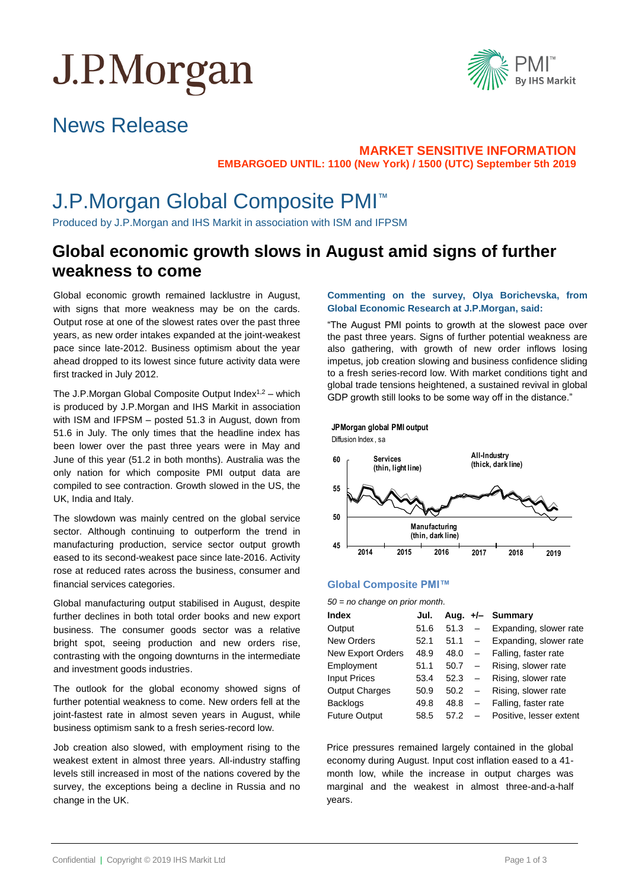# J.P.Morgan

PMI™ By IHS Markit

## News Release

**MARKET SENSITIVE INFORMATION**
**EMBARGOED UNTIL: 1100 (New York) / 1500 (UTC) September 5th 2019**

# J.P.Morgan Global Composite PMI™

Produced by J.P.Morgan and IHS Markit in association with ISM and IFPSM

## Global economic growth slows in August amid signs of further weakness to come

Global economic growth remained lacklustre in August, with signs that more weakness may be on the cards. Output rose at one of the slowest rates over the past three years, as new order intakes expanded at the joint-weakest pace since late-2012. Business optimism about the year ahead dropped to its lowest since future activity data were first tracked in July 2012.

The J.P.Morgan Global Composite Output Index[1,2] – which is produced by J.P.Morgan and IHS Markit in association with ISM and IFPSM – posted 51.3 in August, down from 51.6 in July. The only times that the headline index has been lower over the past three years were in May and June of this year (51.2 in both months). Australia was the only nation for which composite PMI output data are compiled to see contraction. Growth slowed in the US, the UK, India and Italy.

The slowdown was mainly centred on the global service sector. Although continuing to outperform the trend in manufacturing production, service sector output growth eased to its second-weakest pace since late-2016. Activity rose at reduced rates across the business, consumer and financial services categories.

Global manufacturing output stabilised in August, despite further declines in both total order books and new export business. The consumer goods sector was a relative bright spot, seeing production and new orders rise, contrasting with the ongoing downturns in the intermediate and investment goods industries.

The outlook for the global economy showed signs of further potential weakness to come. New orders fell at the joint-fastest rate in almost seven years in August, while business optimism sank to a fresh series-record low.

Job creation also slowed, with employment rising to the weakest extent in almost three years. All-industry staffing levels still increased in most of the nations covered by the survey, the exceptions being a decline in Russia and no change in the UK.

**Commenting on the survey, Olya Borichevska, from Global Economic Research at J.P.Morgan, said:**

"The August PMI points to growth at the slowest pace over the past three years. Signs of further potential weakness are also gathering, with growth of new order inflows losing impetus, job creation slowing and business confidence sliding to a fresh series-record low. With market conditions tight and global trade tensions heightened, a sustained revival in global GDP growth still looks to be some way off in the distance."

JPMorgan global PMI output
Diffusion Index, sa
60
55
50
45
Services (thin, light line)
All-Industry (thick, dark line)
Manufacturing (thin, dark line)
2014 2015 2016 2017 2018 2019

### Global Composite PMI™

*50 = no change on prior month.*

| Index | Jul. | Aug. | +/– | Summary |
|---|---|---|---|---|
| Output | 51.6 | 51.3 | – | Expanding, slower rate |
| New Orders | 52.1 | 51.1 | – | Expanding, slower rate |
| New Export Orders | 48.9 | 48.0 | – | Falling, faster rate |
| Employment | 51.1 | 50.7 | – | Rising, slower rate |
| Input Prices | 53.4 | 52.3 | – | Rising, slower rate |
| Output Charges | 50.9 | 50.2 | – | Rising, slower rate |
| Backlogs | 49.8 | 48.8 | – | Falling, faster rate |
| Future Output | 58.5 | 57.2 | – | Positive, lesser extent |

Price pressures remained largely contained in the global economy during August. Input cost inflation eased to a 41-month low, while the increase in output charges was marginal and the weakest in almost three-and-a-half years.

Confidential | Copyright © 2019 IHS Markit Ltd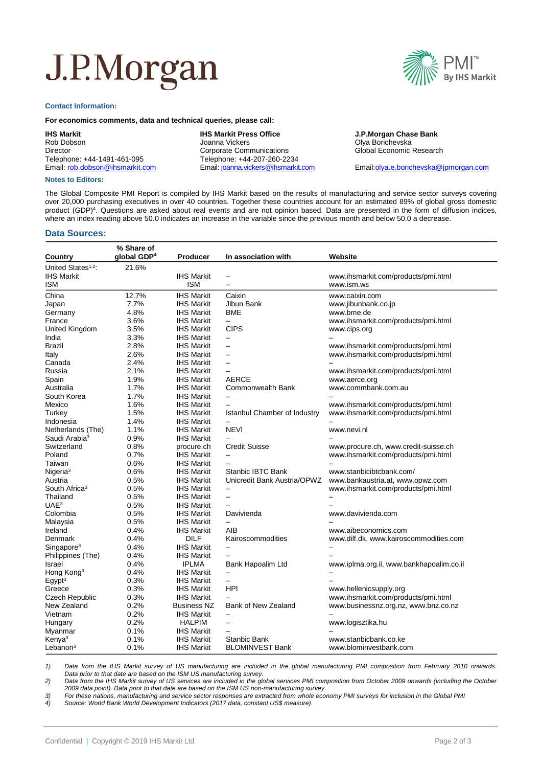J.P.Morgan

PMI™ By IHS Markit

**Contact Information:**

**For economics comments, data and technical queries, please call:**

**IHS Markit**
Rob Dobson
Director
Telephone: +44-1491-461-095
Email: rob.dobson@ihsmarkit.com

**IHS Markit Press Office**
Joanna Vickers
Corporate Communications
Telephone: +44-207-260-2234
Email: joanna.vickers@ihsmarkit.com

**J.P.Morgan Chase Bank**
Olya Borichevska
Global Economic Research

Email: olya.e.borichevska@jpmorgan.com

**Notes to Editors:**

The Global Composite PMI Report is compiled by IHS Markit based on the results of manufacturing and service sector surveys covering over 20,000 purchasing executives in over 40 countries. Together these countries account for an estimated 89% of global gross domestic product (GDP)[4]. Questions are asked about real events and are not opinion based. Data are presented in the form of diffusion indices, where an index reading above 50.0 indicates an increase in the variable since the previous month and below 50.0 a decrease.

## Data Sources:

| Country | % Share of global GDP[4] | Producer | In association with | Website |
|---|---|---|---|---|
| United States[1,2]: | 21.6% | | | |
| IHS Markit | | IHS Markit | – | www.ihsmarkit.com/products/pmi.html |
| ISM | | ISM | – | www.ism.ws |
| China | 12.7% | IHS Markit | Caixin | www.caixin.com |
| Japan | 7.7% | IHS Markit | Jibun Bank | www.jibunbank.co.jp |
| Germany | 4.8% | IHS Markit | BME | www.bme.de |
| France | 3.6% | IHS Markit | – | www.ihsmarkit.com/products/pmi.html |
| United Kingdom | 3.5% | IHS Markit | CIPS | www.cips.org |
| India | 3.3% | IHS Markit | – | – |
| Brazil | 2.8% | IHS Markit | – | www.ihsmarkit.com/products/pmi.html |
| Italy | 2.6% | IHS Markit | – | www.ihsmarkit.com/products/pmi.html |
| Canada | 2.4% | IHS Markit | – | – |
| Russia | 2.1% | IHS Markit | – | www.ihsmarkit.com/products/pmi.html |
| Spain | 1.9% | IHS Markit | AERCE | www.aerce.org |
| Australia | 1.7% | IHS Markit | Commonwealth Bank | www.commbank.com.au |
| South Korea | 1.7% | IHS Markit | – | – |
| Mexico | 1.6% | IHS Markit | – | www.ihsmarkit.com/products/pmi.html |
| Turkey | 1.5% | IHS Markit | Istanbul Chamber of Industry | www.ihsmarkit.com/products/pmi.html |
| Indonesia | 1.4% | IHS Markit | – | – |
| Netherlands (The) | 1.1% | IHS Markit | NEVI | www.nevi.nl |
| Saudi Arabia[3] | 0.9% | IHS Markit | – | – |
| Switzerland | 0.8% | procure.ch | Credit Suisse | www.procure.ch, www.credit-suisse.ch |
| Poland | 0.7% | IHS Markit | – | www.ihsmarkit.com/products/pmi.html |
| Taiwan | 0.6% | IHS Markit | – | – |
| Nigeria[3] | 0.6% | IHS Markit | Stanbic IBTC Bank | www.stanbicibtcbank.com/ |
| Austria | 0.5% | IHS Markit | Unicredit Bank Austria/OPWZ | www.bankaustria.at, www.opwz.com |
| South Africa[3] | 0.5% | IHS Markit | – | www.ihsmarkit.com/products/pmi.html |
| Thailand | 0.5% | IHS Markit | – | – |
| UAE[3] | 0.5% | IHS Markit | – | – |
| Colombia | 0.5% | IHS Markit | Davivienda | www.davivienda.com |
| Malaysia | 0.5% | IHS Markit | – | – |
| Ireland | 0.4% | IHS Markit | AIB | www.aibeconomics.com |
| Denmark | 0.4% | DILF | Kairoscommodities | www.dilf.dk, www.kairoscommodities.com |
| Singapore[3] | 0.4% | IHS Markit | – | – |
| Philippines (The) | 0.4% | IHS Markit | – | – |
| Israel | 0.4% | IPLMA | Bank Hapoalim Ltd | www.iplma.org.il, www.bankhapoalim.co.il |
| Hong Kong[3] | 0.4% | IHS Markit | – | – |
| Egypt[3] | 0.3% | IHS Markit | – | – |
| Greece | 0.3% | IHS Markit | HPI | www.hellenicsupply.org |
| Czech Republic | 0.3% | IHS Markit | – | www.ihsmarkit.com/products/pmi.html |
| New Zealand | 0.2% | Business NZ | Bank of New Zealand | www.businessnz.org.nz, www.bnz.co.nz |
| Vietnam | 0.2% | IHS Markit | – | – |
| Hungary | 0.2% | HALPIM | – | www.logisztika.hu |
| Myanmar | 0.1% | IHS Markit | – | – |
| Kenya[3] | 0.1% | IHS Markit | Stanbic Bank | www.stanbicbank.co.ke |
| Lebanon[3] | 0.1% | IHS Markit | BLOMINVEST Bank | www.blominvestbank.com |

*1) Data from the IHS Markit survey of US manufacturing are included in the global manufacturing PMI composition from February 2010 onwards. Data prior to that date are based on the ISM US manufacturing survey.*

*2) Data from the IHS Markit survey of US services are included in the global services PMI composition from October 2009 onwards (including the October 2009 data point). Data prior to that date are based on the ISM US non-manufacturing survey.*

*3) For these nations, manufacturing and service sector responses are extracted from whole economy PMI surveys for inclusion in the Global PMI*

*4) Source: World Bank World Development Indicators (2017 data, constant US$ measure).*

Confidential | Copyright © 2019 IHS Markit Ltd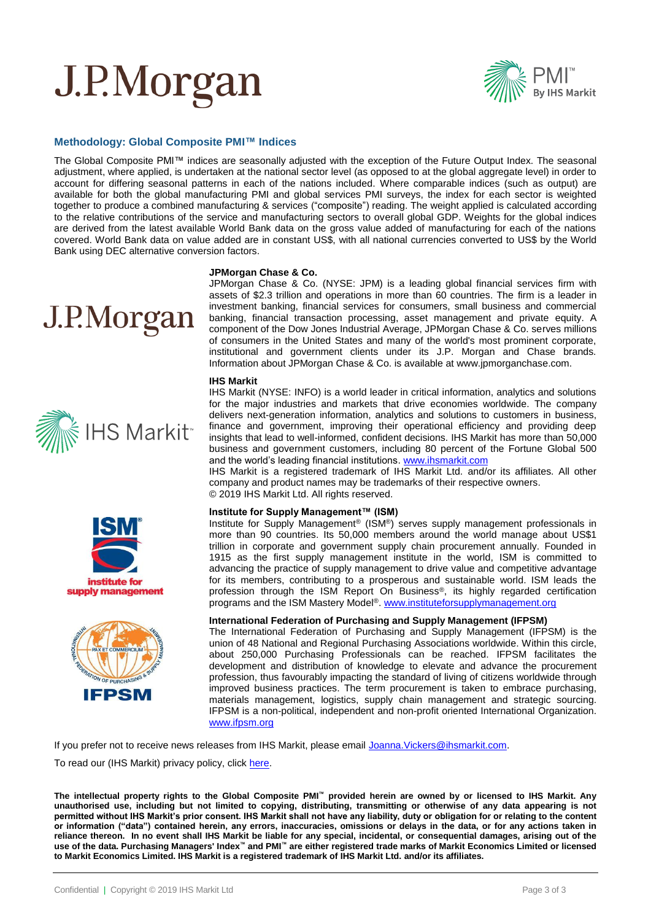## Methodology: Global Composite PMI™ Indices

The Global Composite PMI™ indices are seasonally adjusted with the exception of the Future Output Index. The seasonal adjustment, where applied, is undertaken at the national sector level (as opposed to at the global aggregate level) in order to account for differing seasonal patterns in each of the nations included. Where comparable indices (such as output) are available for both the global manufacturing PMI and global services PMI surveys, the index for each sector is weighted together to produce a combined manufacturing & services ("composite") reading. The weight applied is calculated according to the relative contributions of the service and manufacturing sectors to overall global GDP. Weights for the global indices are derived from the latest available World Bank data on the gross value added of manufacturing for each of the nations covered. World Bank data on value added are in constant US$, with all national currencies converted to US$ by the World Bank using DEC alternative conversion factors.

**JPMorgan Chase & Co.**

JPMorgan Chase & Co. (NYSE: JPM) is a leading global financial services firm with assets of $2.3 trillion and operations in more than 60 countries. The firm is a leader in investment banking, financial services for consumers, small business and commercial banking, financial transaction processing, asset management and private equity. A component of the Dow Jones Industrial Average, JPMorgan Chase & Co. serves millions of consumers in the United States and many of the world's most prominent corporate, institutional and government clients under its J.P. Morgan and Chase brands. Information about JPMorgan Chase & Co. is available at www.jpmorganchase.com.

**IHS Markit**

IHS Markit (NYSE: INFO) is a world leader in critical information, analytics and solutions for the major industries and markets that drive economies worldwide. The company delivers next-generation information, analytics and solutions to customers in business, finance and government, improving their operational efficiency and providing deep insights that lead to well-informed, confident decisions. IHS Markit has more than 50,000 business and government customers, including 80 percent of the Fortune Global 500 and the world's leading financial institutions. www.ihsmarkit.com

IHS Markit is a registered trademark of IHS Markit Ltd. and/or its affiliates. All other company and product names may be trademarks of their respective owners.
© 2019 IHS Markit Ltd. All rights reserved.

**Institute for Supply Management™ (ISM)**

Institute for Supply Management® (ISM®) serves supply management professionals in more than 90 countries. Its 50,000 members around the world manage about US$1 trillion in corporate and government supply chain procurement annually. Founded in 1915 as the first supply management institute in the world, ISM is committed to advancing the practice of supply management to drive value and competitive advantage for its members, contributing to a prosperous and sustainable world. ISM leads the profession through the ISM Report On Business®, its highly regarded certification programs and the ISM Mastery Model®. www.instituteforsupplymanagement.org

**International Federation of Purchasing and Supply Management (IFPSM)**

The International Federation of Purchasing and Supply Management (IFPSM) is the union of 48 National and Regional Purchasing Associations worldwide. Within this circle, about 250,000 Purchasing Professionals can be reached. IFPSM facilitates the development and distribution of knowledge to elevate and advance the procurement profession, thus favourably impacting the standard of living of citizens worldwide through improved business practices. The term procurement is taken to embrace purchasing, materials management, logistics, supply chain management and strategic sourcing. IFPSM is a non-political, independent and non-profit oriented International Organization. www.ifpsm.org

If you prefer not to receive news releases from IHS Markit, please email Joanna.Vickers@ihsmarkit.com.

To read our (IHS Markit) privacy policy, click here.

**The intellectual property rights to the Global Composite PMI™ provided herein are owned by or licensed to IHS Markit. Any unauthorised use, including but not limited to copying, distributing, transmitting or otherwise of any data appearing is not permitted without IHS Markit's prior consent. IHS Markit shall not have any liability, duty or obligation for or relating to the content or information ("data") contained herein, any errors, inaccuracies, omissions or delays in the data, or for any actions taken in reliance thereon. In no event shall IHS Markit be liable for any special, incidental, or consequential damages, arising out of the use of the data. Purchasing Managers' Index™ and PMI™ are either registered trade marks of Markit Economics Limited or licensed to Markit Economics Limited. IHS Markit is a registered trademark of IHS Markit Ltd. and/or its affiliates.**